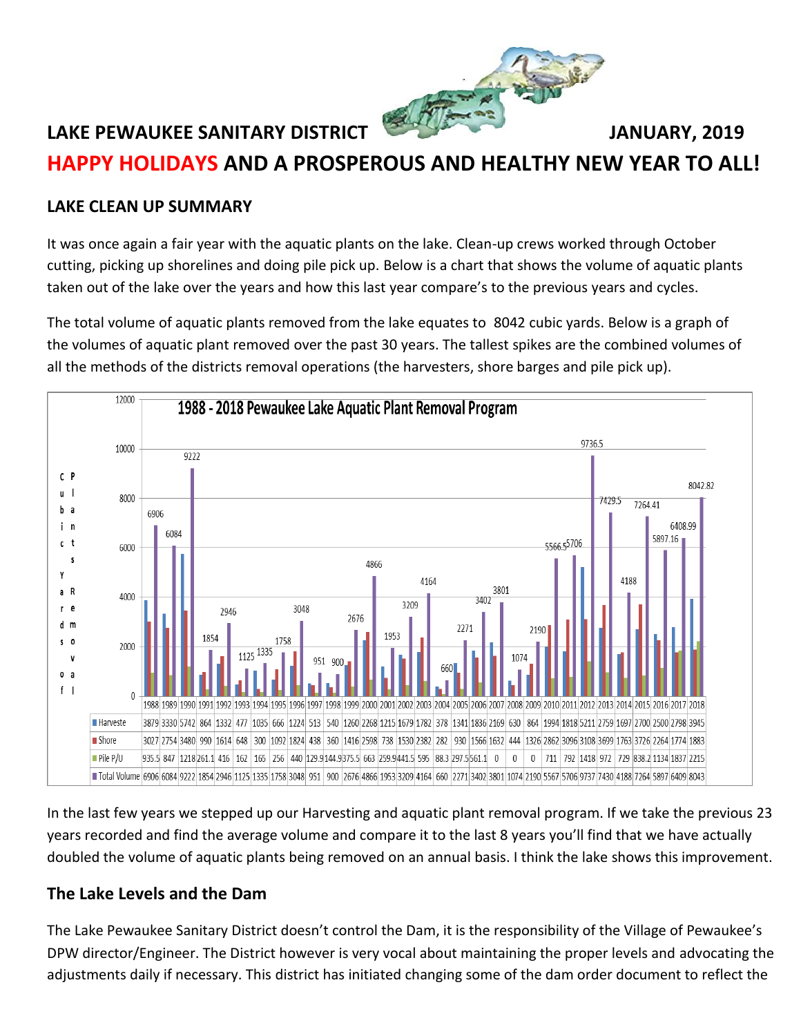**LAKE PEWAUKEE SANITARY DISTRICT** **JANUARY, 2019**

# HAPPY HOLIDAYS AND A PROSPEROUS AND HEALTHY NEW YEAR TO ALL!

## LAKE CLEAN UP SUMMARY

It was once again a fair year with the aquatic plants on the lake. Clean-up crews worked through October cutting, picking up shorelines and doing pile pick up. Below is a chart that shows the volume of aquatic plants taken out of the lake over the years and how this last year compare's to the previous years and cycles.

The total volume of aquatic plants removed from the lake equates to 8042 cubic yards. Below is a graph of the volumes of aquatic plant removed over the past 30 years. The tallest spikes are the combined volumes of all the methods of the districts removal operations (the harvesters, shore barges and pile pick up).

1988 - 2018 Pewaukee Lake Aquatic Plant Removal Program

Cubic Yards of Plants Removal

0 2000 4000 6000 8000 10000 12000

6906 6084 9222 1854 2946 1125 1335 1758 3048 951 900 2676 4866 1953 3209 4164 660 2271 3402 3801 1074 2190 5566.5 5706 9736.5 7429.5 4188 7264.41 5897.16 6408.99 8042.82

1988 1989 1990 1991 1992 1993 1994 1995 1996 1997 1998 1999 2000 2001 2002 2003 2004 2005 2006 2007 2008 2009 2010 2011 2012 2013 2014 2015 2016 2017 2018

Harveste 3879 3330 5742 864 1332 477 1035 666 1224 513 540 1260 2268 1215 1679 1782 378 1341 1836 2169 630 864 1994 1818 5211 2759 1697 2700 2500 2798 3945

Shore 3027 2754 3480 990 1614 648 300 1092 1824 438 360 1416 2598 738 1530 2382 282 930 1566 1632 444 1326 2862 3096 3108 3699 1763 3726 2264 1774 1883

Pile P/U 935.5 847 1218 261.1 416 162 165 256 440 129.9 144.9 375.5 663 259.9 441.5 595 88.3 297.5 561.1 0 0 0 711 792 1418 972 729 838.2 1134 1837 2215

Total Volume 6906 6084 9222 1854 2946 1125 1335 1758 3048 951 900 2676 4866 1953 3209 4164 660 2271 3402 3801 1074 2190 5567 5706 9737 7430 4188 7264 5897 6409 8043

In the last few years we stepped up our Harvesting and aquatic plant removal program. If we take the previous 23 years recorded and find the average volume and compare it to the last 8 years you'll find that we have actually doubled the volume of aquatic plants being removed on an annual basis. I think the lake shows this improvement.

## The Lake Levels and the Dam

The Lake Pewaukee Sanitary District doesn't control the Dam, it is the responsibility of the Village of Pewaukee's DPW director/Engineer. The District however is very vocal about maintaining the proper levels and advocating the adjustments daily if necessary. This district has initiated changing some of the dam order document to reflect the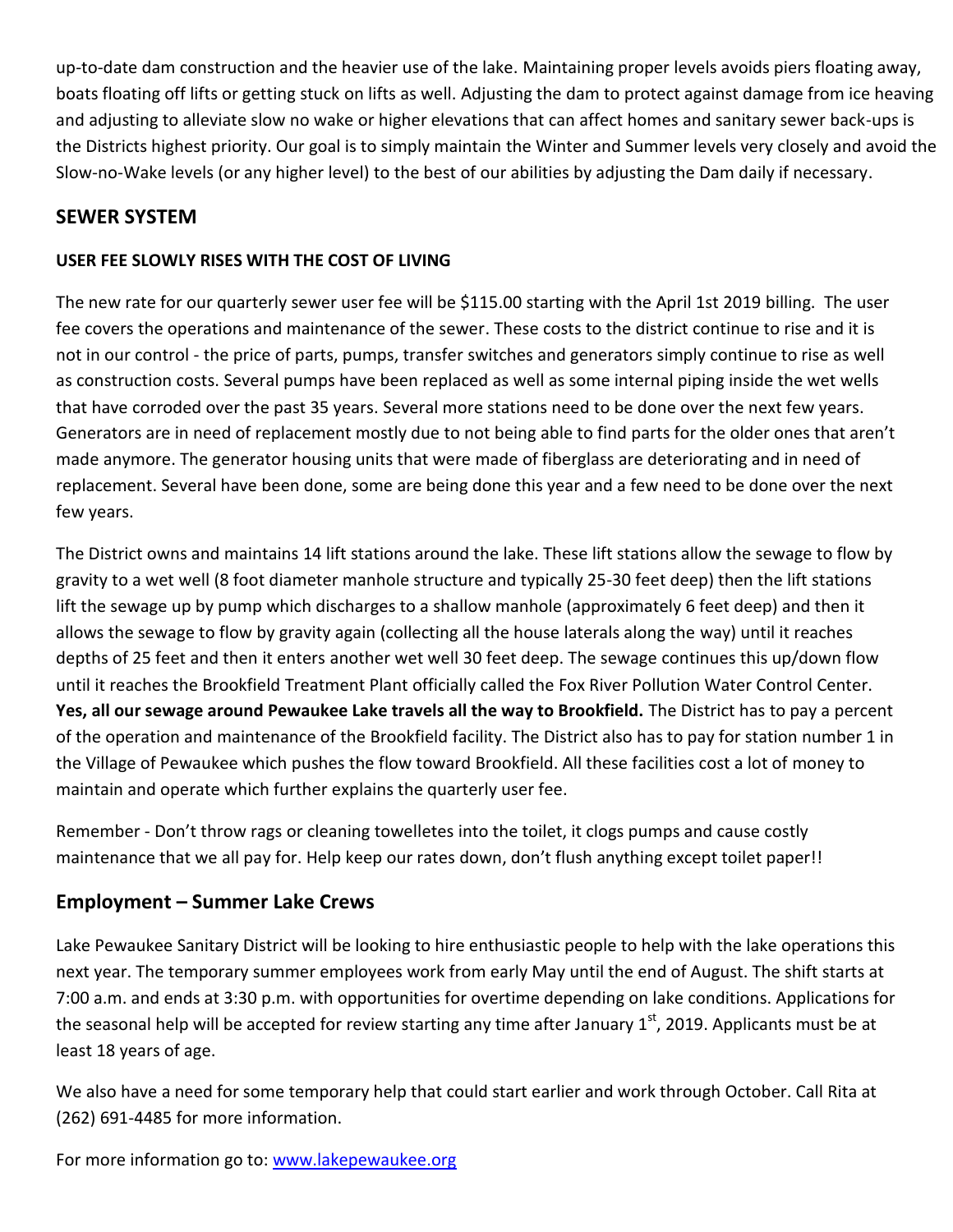up-to-date dam construction and the heavier use of the lake. Maintaining proper levels avoids piers floating away, boats floating off lifts or getting stuck on lifts as well. Adjusting the dam to protect against damage from ice heaving and adjusting to alleviate slow no wake or higher elevations that can affect homes and sanitary sewer back-ups is the Districts highest priority. Our goal is to simply maintain the Winter and Summer levels very closely and avoid the Slow-no-Wake levels (or any higher level) to the best of our abilities by adjusting the Dam daily if necessary.

## SEWER SYSTEM

### USER FEE SLOWLY RISES WITH THE COST OF LIVING

The new rate for our quarterly sewer user fee will be $115.00 starting with the April 1st 2019 billing. The user fee covers the operations and maintenance of the sewer. These costs to the district continue to rise and it is not in our control - the price of parts, pumps, transfer switches and generators simply continue to rise as well as construction costs. Several pumps have been replaced as well as some internal piping inside the wet wells that have corroded over the past 35 years. Several more stations need to be done over the next few years. Generators are in need of replacement mostly due to not being able to find parts for the older ones that aren't made anymore. The generator housing units that were made of fiberglass are deteriorating and in need of replacement. Several have been done, some are being done this year and a few need to be done over the next few years.

The District owns and maintains 14 lift stations around the lake. These lift stations allow the sewage to flow by gravity to a wet well (8 foot diameter manhole structure and typically 25-30 feet deep) then the lift stations lift the sewage up by pump which discharges to a shallow manhole (approximately 6 feet deep) and then it allows the sewage to flow by gravity again (collecting all the house laterals along the way) until it reaches depths of 25 feet and then it enters another wet well 30 feet deep. The sewage continues this up/down flow until it reaches the Brookfield Treatment Plant officially called the Fox River Pollution Water Control Center. **Yes, all our sewage around Pewaukee Lake travels all the way to Brookfield.** The District has to pay a percent of the operation and maintenance of the Brookfield facility. The District also has to pay for station number 1 in the Village of Pewaukee which pushes the flow toward Brookfield. All these facilities cost a lot of money to maintain and operate which further explains the quarterly user fee.

Remember - Don't throw rags or cleaning towelletes into the toilet, it clogs pumps and cause costly maintenance that we all pay for. Help keep our rates down, don't flush anything except toilet paper!!

## Employment – Summer Lake Crews

Lake Pewaukee Sanitary District will be looking to hire enthusiastic people to help with the lake operations this next year. The temporary summer employees work from early May until the end of August. The shift starts at 7:00 a.m. and ends at 3:30 p.m. with opportunities for overtime depending on lake conditions. Applications for the seasonal help will be accepted for review starting any time after January 1st, 2019. Applicants must be at least 18 years of age.

We also have a need for some temporary help that could start earlier and work through October. Call Rita at (262) 691-4485 for more information.

For more information go to: [www.lakepewaukee.org](http://www.lakepewaukee.org)